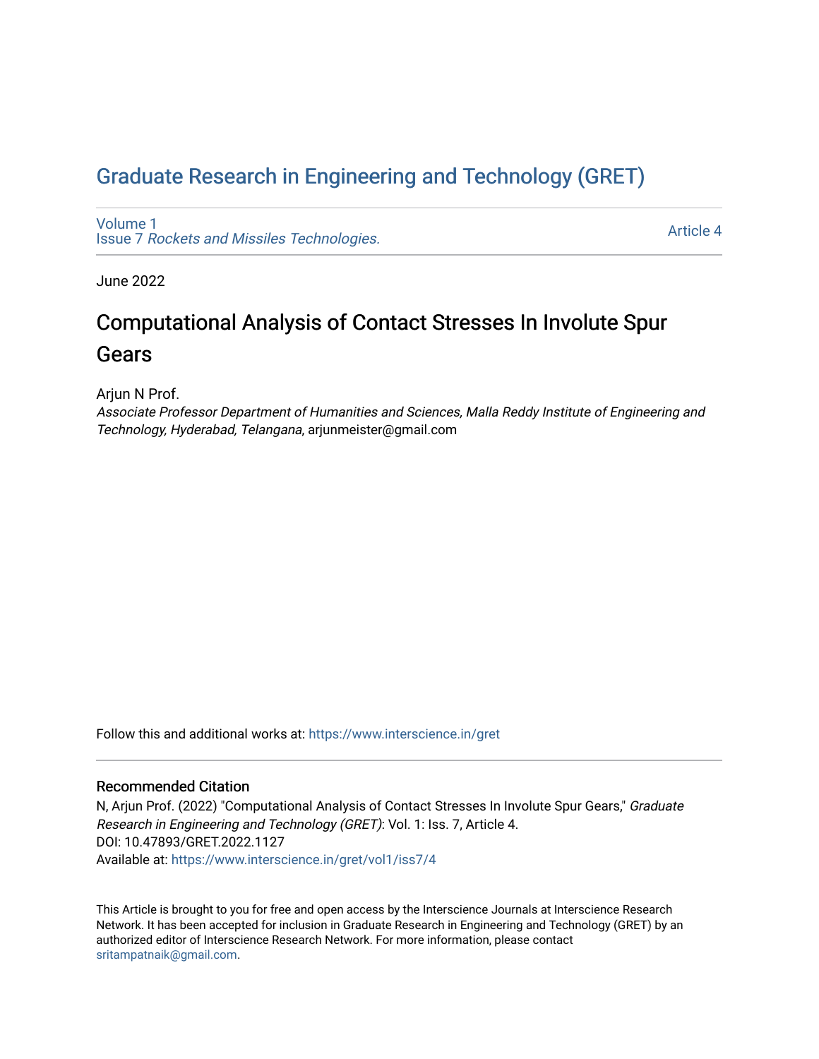# Graduate Research in Engineering and Technology (GRET)

Volume 1
Issue 7 *Rockets and Missiles Technologies.*

Article 4

June 2022

## Computational Analysis of Contact Stresses In Involute Spur Gears

Arjun N Prof.
*Associate Professor Department of Humanities and Sciences, Malla Reddy Institute of Engineering and Technology, Hyderabad, Telangana*, arjunmeister@gmail.com

Follow this and additional works at: https://www.interscience.in/gret

### Recommended Citation

N, Arjun Prof. (2022) "Computational Analysis of Contact Stresses In Involute Spur Gears," *Graduate Research in Engineering and Technology (GRET)*: Vol. 1: Iss. 7, Article 4.
DOI: 10.47893/GRET.2022.1127
Available at: https://www.interscience.in/gret/vol1/iss7/4

This Article is brought to you for free and open access by the Interscience Journals at Interscience Research Network. It has been accepted for inclusion in Graduate Research in Engineering and Technology (GRET) by an authorized editor of Interscience Research Network. For more information, please contact sritampatnaik@gmail.com.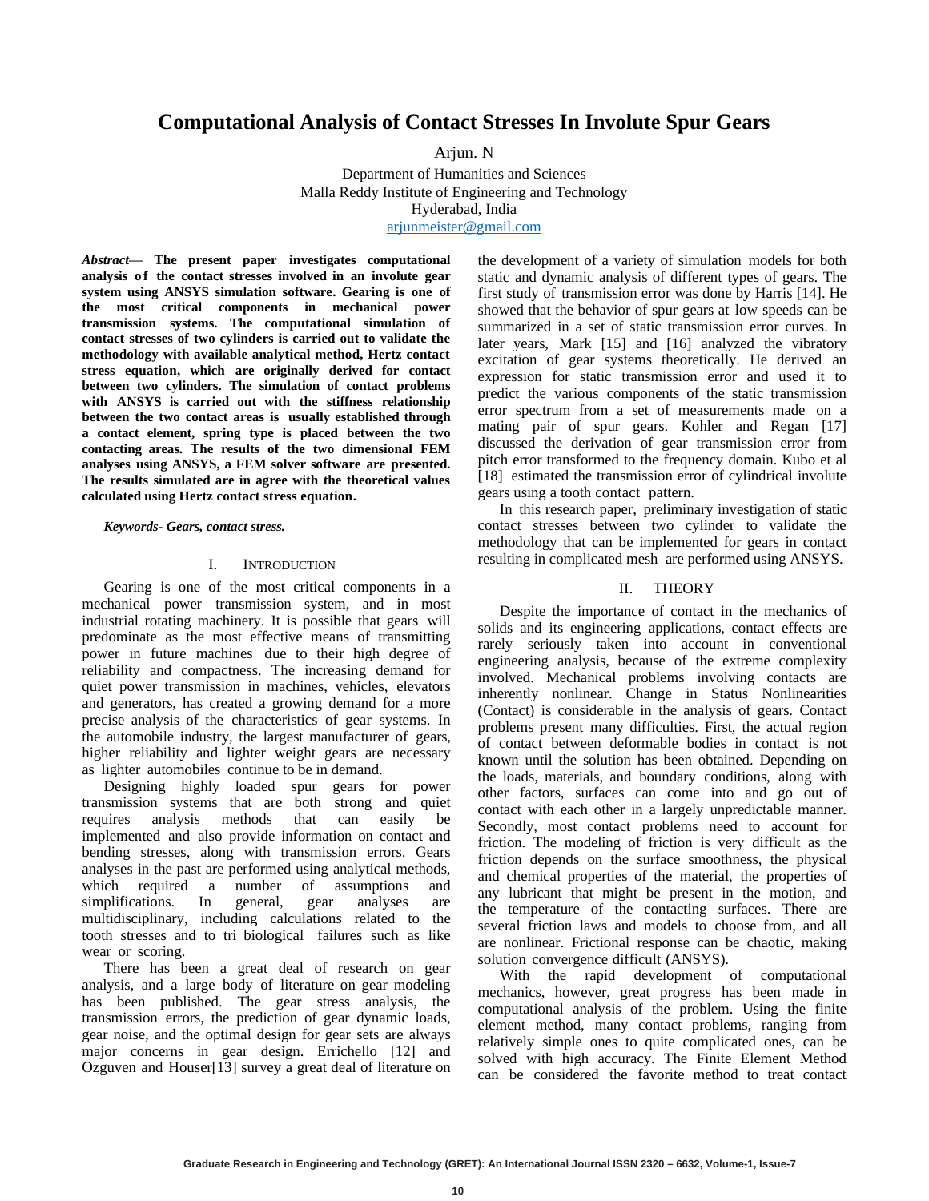# Computational Analysis of Contact Stresses In Involute Spur Gears

Arjun. N

Department of Humanities and Sciences
Malla Reddy Institute of Engineering and Technology
Hyderabad, India
arjunmeister@gmail.com

***Abstract*— The present paper investigates computational analysis of the contact stresses involved in an involute gear system using ANSYS simulation software. Gearing is one of the most critical components in mechanical power transmission systems. The computational simulation of contact stresses of two cylinders is carried out to validate the methodology with available analytical method, Hertz contact stress equation, which are originally derived for contact between two cylinders. The simulation of contact problems with ANSYS is carried out with the stiffness relationship between the two contact areas is usually established through a contact element, spring type is placed between the two contacting areas. The results of the two dimensional FEM analyses using ANSYS, a FEM solver software are presented. The results simulated are in agree with the theoretical values calculated using Hertz contact stress equation.**

***Keywords- Gears, contact stress.***

## I. Introduction

Gearing is one of the most critical components in a mechanical power transmission system, and in most industrial rotating machinery. It is possible that gears will predominate as the most effective means of transmitting power in future machines due to their high degree of reliability and compactness. The increasing demand for quiet power transmission in machines, vehicles, elevators and generators, has created a growing demand for a more precise analysis of the characteristics of gear systems. In the automobile industry, the largest manufacturer of gears, higher reliability and lighter weight gears are necessary as lighter automobiles continue to be in demand.

Designing highly loaded spur gears for power transmission systems that are both strong and quiet requires analysis methods that can easily be implemented and also provide information on contact and bending stresses, along with transmission errors. Gears analyses in the past are performed using analytical methods, which required a number of assumptions and simplifications. In general, gear analyses are multidisciplinary, including calculations related to the tooth stresses and to tri biological failures such as like wear or scoring.

There has been a great deal of research on gear analysis, and a large body of literature on gear modeling has been published. The gear stress analysis, the transmission errors, the prediction of gear dynamic loads, gear noise, and the optimal design for gear sets are always major concerns in gear design. Errichello [12] and Ozguven and Houser[13] survey a great deal of literature on the development of a variety of simulation models for both static and dynamic analysis of different types of gears. The first study of transmission error was done by Harris [14]. He showed that the behavior of spur gears at low speeds can be summarized in a set of static transmission error curves. In later years, Mark [15] and [16] analyzed the vibratory excitation of gear systems theoretically. He derived an expression for static transmission error and used it to predict the various components of the static transmission error spectrum from a set of measurements made on a mating pair of spur gears. Kohler and Regan [17] discussed the derivation of gear transmission error from pitch error transformed to the frequency domain. Kubo et al [18] estimated the transmission error of cylindrical involute gears using a tooth contact pattern.

In this research paper, preliminary investigation of static contact stresses between two cylinder to validate the methodology that can be implemented for gears in contact resulting in complicated mesh are performed using ANSYS.

## II. Theory

Despite the importance of contact in the mechanics of solids and its engineering applications, contact effects are rarely seriously taken into account in conventional engineering analysis, because of the extreme complexity involved. Mechanical problems involving contacts are inherently nonlinear. Change in Status Nonlinearities (Contact) is considerable in the analysis of gears. Contact problems present many difficulties. First, the actual region of contact between deformable bodies in contact is not known until the solution has been obtained. Depending on the loads, materials, and boundary conditions, along with other factors, surfaces can come into and go out of contact with each other in a largely unpredictable manner. Secondly, most contact problems need to account for friction. The modeling of friction is very difficult as the friction depends on the surface smoothness, the physical and chemical properties of the material, the properties of any lubricant that might be present in the motion, and the temperature of the contacting surfaces. There are several friction laws and models to choose from, and all are nonlinear. Frictional response can be chaotic, making solution convergence difficult (ANSYS).

With the rapid development of computational mechanics, however, great progress has been made in computational analysis of the problem. Using the finite element method, many contact problems, ranging from relatively simple ones to quite complicated ones, can be solved with high accuracy. The Finite Element Method can be considered the favorite method to treat contact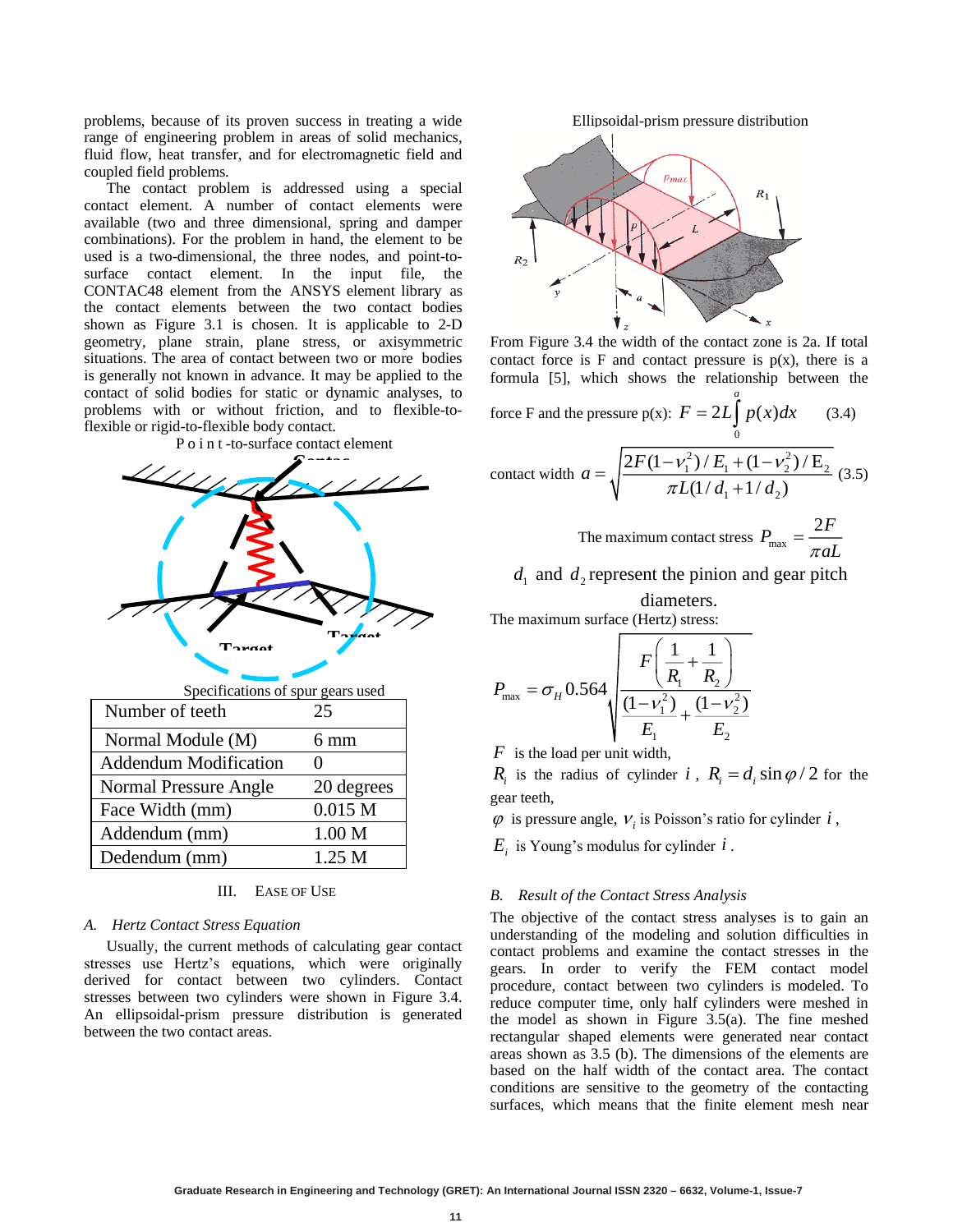problems, because of its proven success in treating a wide range of engineering problem in areas of solid mechanics, fluid flow, heat transfer, and for electromagnetic field and coupled field problems.

The contact problem is addressed using a special contact element. A number of contact elements were available (two and three dimensional, spring and damper combinations). For the problem in hand, the element to be used is a two-dimensional, the three nodes, and point-to-surface contact element. In the input file, the CONTAC48 element from the ANSYS element library as the contact elements between the two contact bodies shown as Figure 3.1 is chosen. It is applicable to 2-D geometry, plane strain, plane stress, or axisymmetric situations. The area of contact between two or more bodies is generally not known in advance. It may be applied to the contact of solid bodies for static or dynamic analyses, to problems with or without friction, and to flexible-to-flexible or rigid-to-flexible body contact.

Point-to-surface contact element

Specifications of spur gears used

| Number of teeth | 25 |
|---|---|
| Normal Module (M) | 6 mm |
| Addendum Modification | 0 |
| Normal Pressure Angle | 20 degrees |
| Face Width (mm) | 0.015 M |
| Addendum (mm) | 1.00 M |
| Dedendum (mm) | 1.25 M |

## III. Ease of Use

### A. Hertz Contact Stress Equation

Usually, the current methods of calculating gear contact stresses use Hertz's equations, which were originally derived for contact between two cylinders. Contact stresses between two cylinders were shown in Figure 3.4. An ellipsoidal-prism pressure distribution is generated between the two contact areas.

Ellipsoidal-prism pressure distribution

From Figure 3.4 the width of the contact zone is 2a. If total contact force is F and contact pressure is p(x), there is a formula [5], which shows the relationship between the force F and the pressure p(x): $F = 2L\int_0^a p(x)dx$ (3.4)

contact width $a = \sqrt{\dfrac{2F(1-\nu_1^2)/E_1 + (1-\nu_2^2)/E_2}{\pi L(1/d_1 + 1/d_2)}}$ (3.5)

The maximum contact stress $P_{\max} = \dfrac{2F}{\pi a L}$

$d_1$ and $d_2$ represent the pinion and gear pitch diameters.

The maximum surface (Hertz) stress:

$$P_{\max} = \sigma_H 0.564\sqrt{\frac{F\left(\frac{1}{R_1}+\frac{1}{R_2}\right)}{\frac{(1-\nu_1^2)}{E_1}+\frac{(1-\nu_2^2)}{E_2}}}$$

$F$ is the load per unit width,

$R_i$ is the radius of cylinder $i$, $R_i = d_i \sin\varphi/2$ for the gear teeth,

$\varphi$ is pressure angle, $\nu_i$ is Poisson's ratio for cylinder $i$,

$E_i$ is Young's modulus for cylinder $i$.

### B. Result of the Contact Stress Analysis

The objective of the contact stress analyses is to gain an understanding of the modeling and solution difficulties in contact problems and examine the contact stresses in the gears. In order to verify the FEM contact model procedure, contact between two cylinders is modeled. To reduce computer time, only half cylinders were meshed in the model as shown in Figure 3.5(a). The fine meshed rectangular shaped elements were generated near contact areas shown as 3.5 (b). The dimensions of the elements are based on the half width of the contact area. The contact conditions are sensitive to the geometry of the contacting surfaces, which means that the finite element mesh near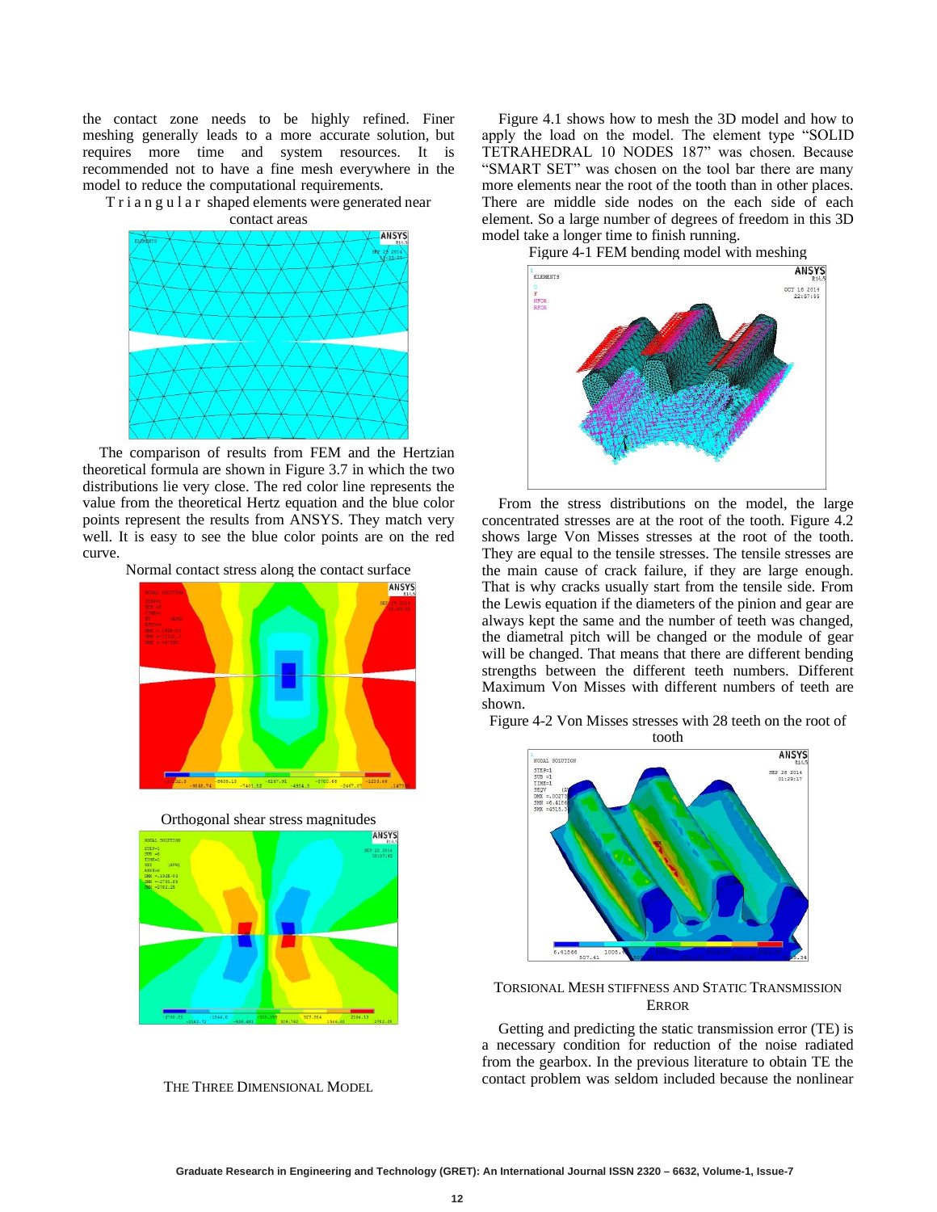the contact zone needs to be highly refined. Finer meshing generally leads to a more accurate solution, but requires more time and system resources. It is recommended not to have a fine mesh everywhere in the model to reduce the computational requirements.

Triangular shaped elements were generated near contact areas

The comparison of results from FEM and the Hertzian theoretical formula are shown in Figure 3.7 in which the two distributions lie very close. The red color line represents the value from the theoretical Hertz equation and the blue color points represent the results from ANSYS. They match very well. It is easy to see the blue color points are on the red curve.

Normal contact stress along the contact surface

Orthogonal shear stress magnitudes

## THE THREE DIMENSIONAL MODEL

Figure 4.1 shows how to mesh the 3D model and how to apply the load on the model. The element type "SOLID TETRAHEDRAL 10 NODES 187" was chosen. Because "SMART SET" was chosen on the tool bar there are many more elements near the root of the tooth than in other places. There are middle side nodes on the each side of each element. So a large number of degrees of freedom in this 3D model take a longer time to finish running.

Figure 4-1 FEM bending model with meshing

From the stress distributions on the model, the large concentrated stresses are at the root of the tooth. Figure 4.2 shows large Von Misses stresses at the root of the tooth. They are equal to the tensile stresses. The tensile stresses are the main cause of crack failure, if they are large enough. That is why cracks usually start from the tensile side. From the Lewis equation if the diameters of the pinion and gear are always kept the same and the number of teeth was changed, the diametral pitch will be changed or the module of gear will be changed. That means that there are different bending strengths between the different teeth numbers. Different Maximum Von Misses with different numbers of teeth are shown.

Figure 4-2 Von Misses stresses with 28 teeth on the root of tooth

## TORSIONAL MESH STIFFNESS AND STATIC TRANSMISSION ERROR

Getting and predicting the static transmission error (TE) is a necessary condition for reduction of the noise radiated from the gearbox. In the previous literature to obtain TE the contact problem was seldom included because the nonlinear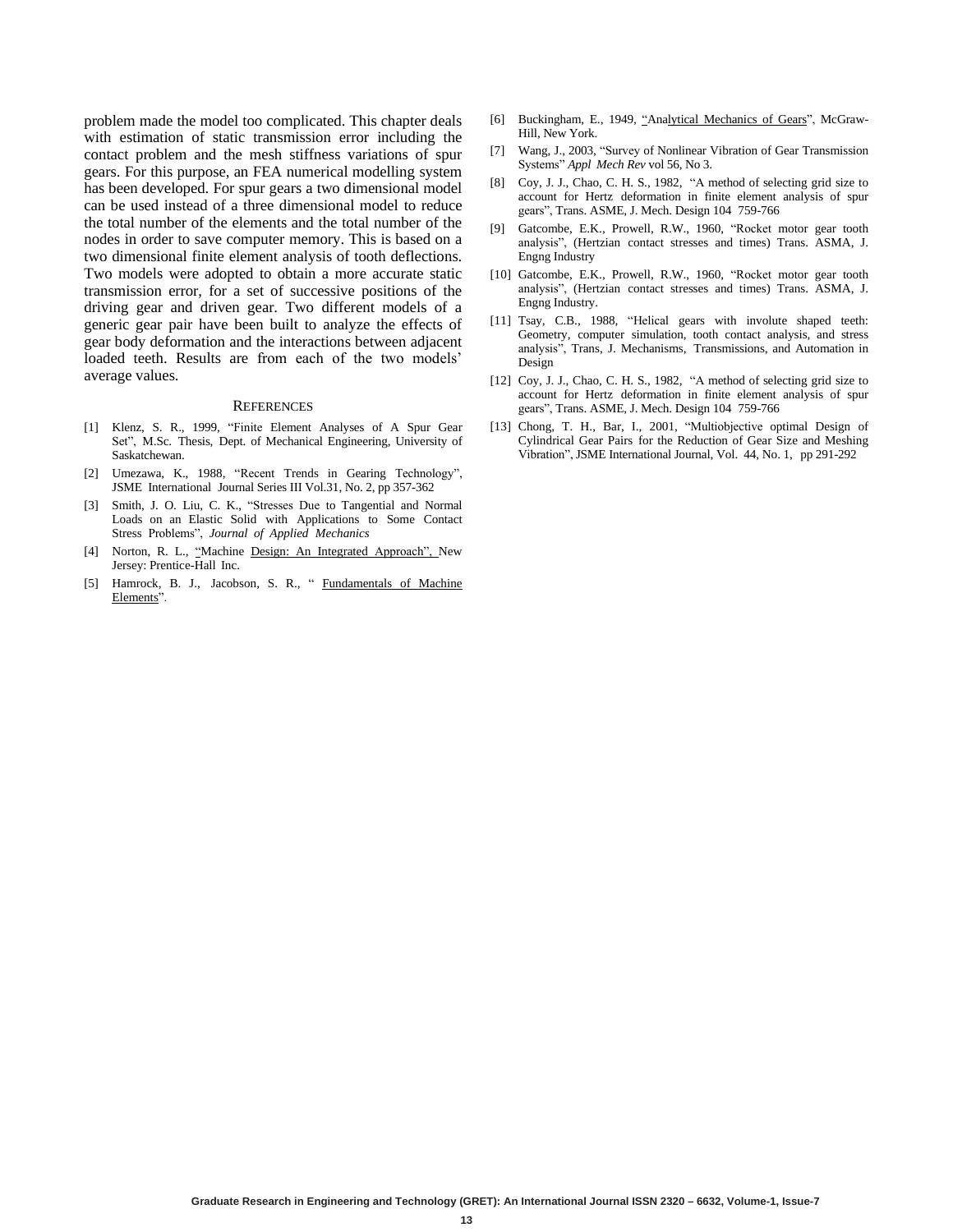problem made the model too complicated. This chapter deals with estimation of static transmission error including the contact problem and the mesh stiffness variations of spur gears. For this purpose, an FEA numerical modelling system has been developed. For spur gears a two dimensional model can be used instead of a three dimensional model to reduce the total number of the elements and the total number of the nodes in order to save computer memory. This is based on a two dimensional finite element analysis of tooth deflections. Two models were adopted to obtain a more accurate static transmission error, for a set of successive positions of the driving gear and driven gear. Two different models of a generic gear pair have been built to analyze the effects of gear body deformation and the interactions between adjacent loaded teeth. Results are from each of the two models' average values.

## REFERENCES

[1] Klenz, S. R., 1999, "Finite Element Analyses of A Spur Gear Set", M.Sc. Thesis, Dept. of Mechanical Engineering, University of Saskatchewan.

[2] Umezawa, K., 1988, "Recent Trends in Gearing Technology", JSME International Journal Series III Vol.31, No. 2, pp 357-362

[3] Smith, J. O. Liu, C. K., "Stresses Due to Tangential and Normal Loads on an Elastic Solid with Applications to Some Contact Stress Problems", *Journal of Applied Mechanics*

[4] Norton, R. L., "Machine Design: An Integrated Approach", New Jersey: Prentice-Hall Inc.

[5] Hamrock, B. J., Jacobson, S. R., " Fundamentals of Machine Elements".

[6] Buckingham, E., 1949, "Analytical Mechanics of Gears", McGraw-Hill, New York.

[7] Wang, J., 2003, "Survey of Nonlinear Vibration of Gear Transmission Systems" *Appl Mech Rev* vol 56, No 3.

[8] Coy, J. J., Chao, C. H. S., 1982, "A method of selecting grid size to account for Hertz deformation in finite element analysis of spur gears", Trans. ASME, J. Mech. Design 104 759-766

[9] Gatcombe, E.K., Prowell, R.W., 1960, "Rocket motor gear tooth analysis", (Hertzian contact stresses and times) Trans. ASMA, J. Engng Industry

[10] Gatcombe, E.K., Prowell, R.W., 1960, "Rocket motor gear tooth analysis", (Hertzian contact stresses and times) Trans. ASMA, J. Engng Industry.

[11] Tsay, C.B., 1988, "Helical gears with involute shaped teeth: Geometry, computer simulation, tooth contact analysis, and stress analysis", Trans, J. Mechanisms, Transmissions, and Automation in Design

[12] Coy, J. J., Chao, C. H. S., 1982, "A method of selecting grid size to account for Hertz deformation in finite element analysis of spur gears", Trans. ASME, J. Mech. Design 104 759-766

[13] Chong, T. H., Bar, I., 2001, "Multiobjective optimal Design of Cylindrical Gear Pairs for the Reduction of Gear Size and Meshing Vibration", JSME International Journal, Vol. 44, No. 1, pp 291-292